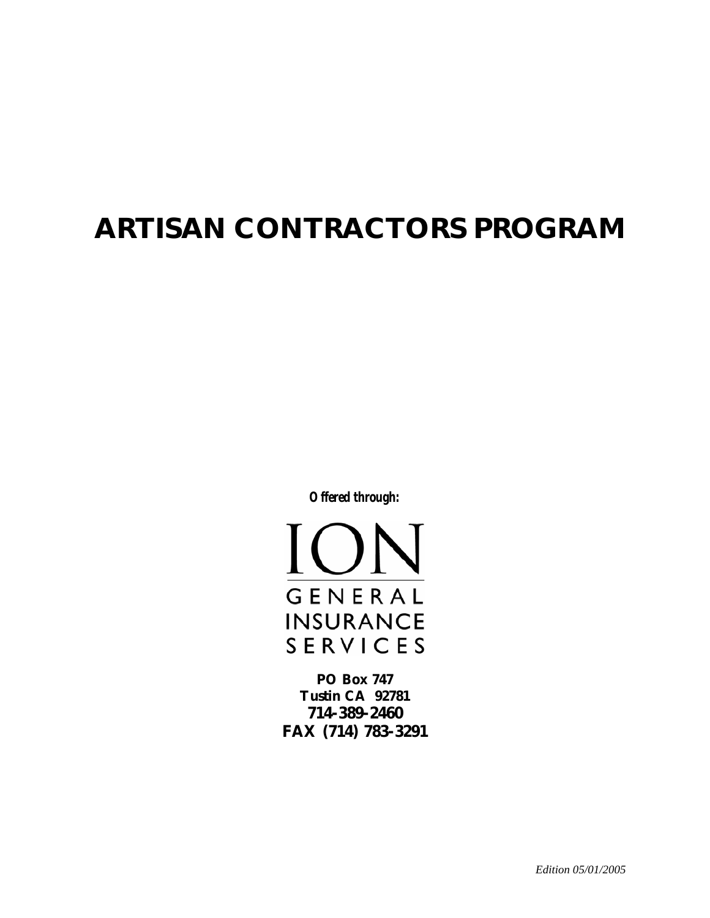# ARTISAN CONTRACTORS PROGRAM

**Offered through:**

ION

GENERAL INSURANCE SERVICES

**PO Box 747**
**Tustin CA 92781**
**714-389-2460**
**FAX (714) 783-3291**

*Edition 05/01/2005*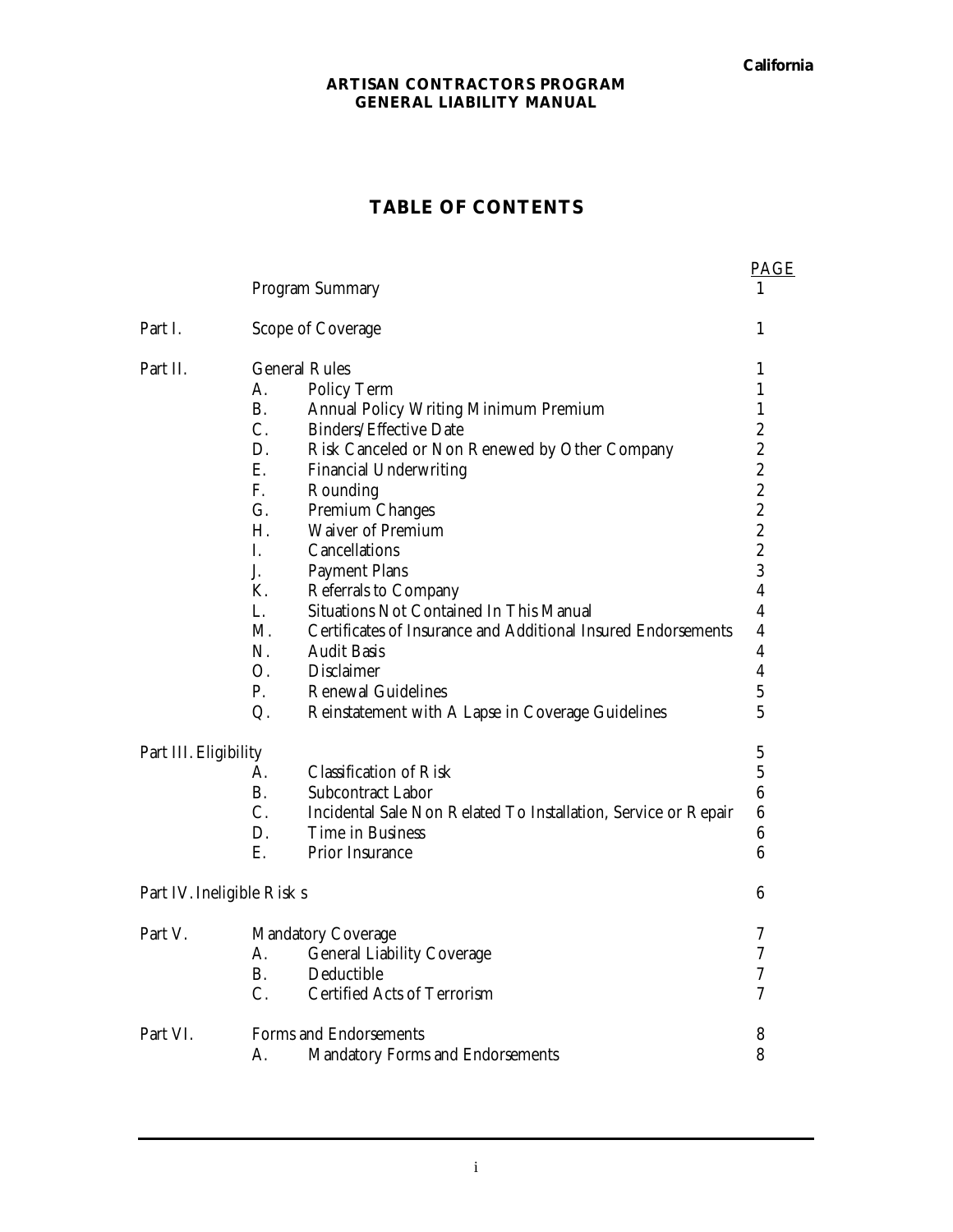California

**ARTISAN CONTRACTORS PROGRAM**
**GENERAL LIABILITY MANUAL**

# TABLE OF CONTENTS

| | | | PAGE |
|---|---|---|---|
| | Program Summary | | 1 |
| Part I. | Scope of Coverage | | 1 |
| Part II. | General Rules | | 1 |
| | A. | Policy Term | 1 |
| | B. | Annual Policy Writing Minimum Premium | 1 |
| | C. | Binders/Effective Date | 2 |
| | D. | Risk Canceled or Non Renewed by Other Company | 2 |
| | E. | Financial Underwriting | 2 |
| | F. | Rounding | 2 |
| | G. | Premium Changes | 2 |
| | H. | Waiver of Premium | 2 |
| | I. | Cancellations | 2 |
| | J. | Payment Plans | 3 |
| | K. | Referrals to Company | 4 |
| | L. | Situations Not Contained In This Manual | 4 |
| | M. | Certificates of Insurance and Additional Insured Endorsements | 4 |
| | N. | Audit Basis | 4 |
| | O. | Disclaimer | 4 |
| | P. | Renewal Guidelines | 5 |
| | Q. | Reinstatement with A Lapse in Coverage Guidelines | 5 |
| Part III. Eligibility | | | 5 |
| | A. | Classification of Risk | 5 |
| | B. | Subcontract Labor | 6 |
| | C. | Incidental Sale Non Related To Installation, Service or Repair | 6 |
| | D. | Time in Business | 6 |
| | E. | Prior Insurance | 6 |
| Part IV. Ineligible Risks | | | 6 |
| Part V. | Mandatory Coverage | | 7 |
| | A. | General Liability Coverage | 7 |
| | B. | Deductible | 7 |
| | C. | Certified Acts of Terrorism | 7 |
| Part VI. | Forms and Endorsements | | 8 |
| | A. | Mandatory Forms and Endorsements | 8 |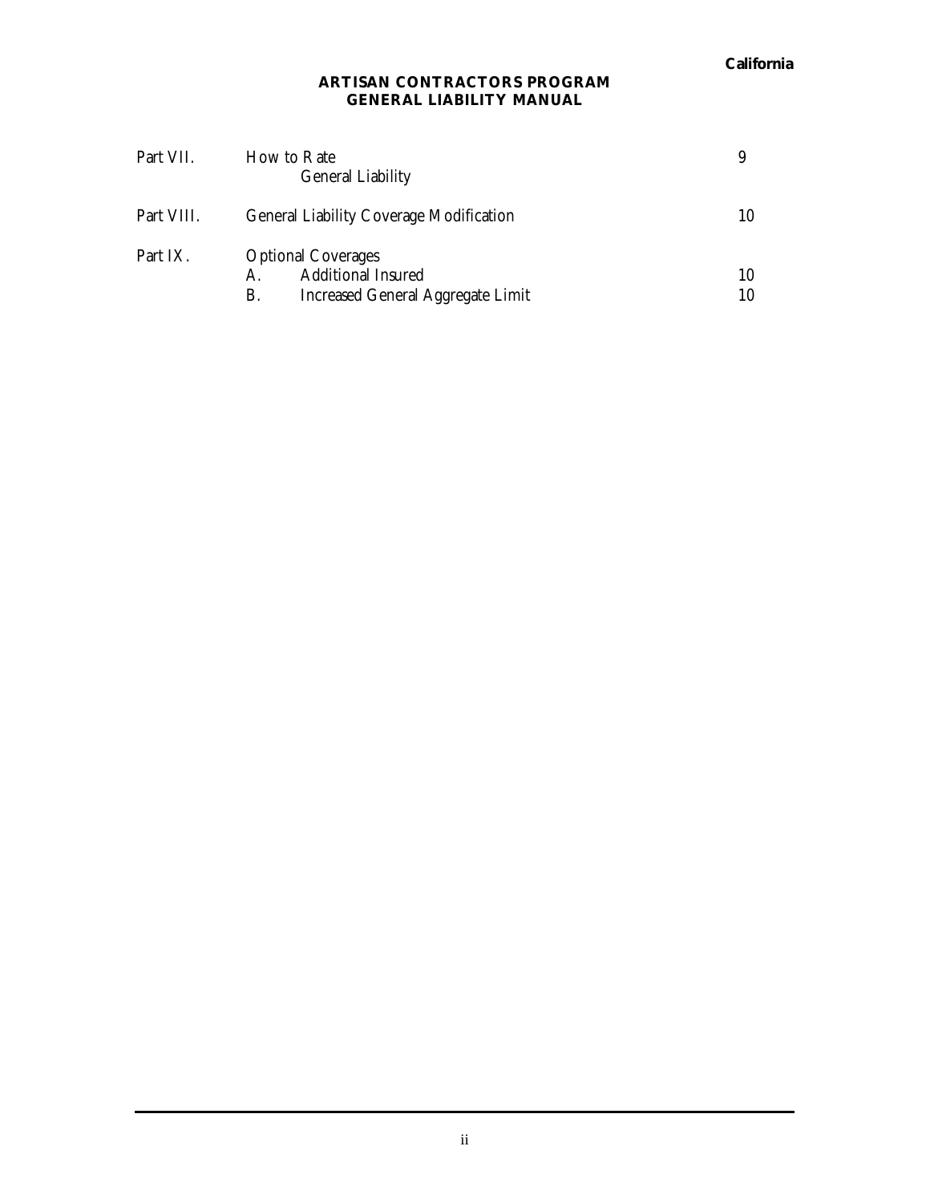**ARTISAN CONTRACTORS PROGRAM**
**GENERAL LIABILITY MANUAL**

| | | |
|---|---|---|
| Part VII. | How to Rate<br>General Liability | 9 |
| Part VIII. | General Liability Coverage Modification | 10 |
| Part IX. | Optional Coverages | |
| | A. Additional Insured | 10 |
| | B. Increased General Aggregate Limit | 10 |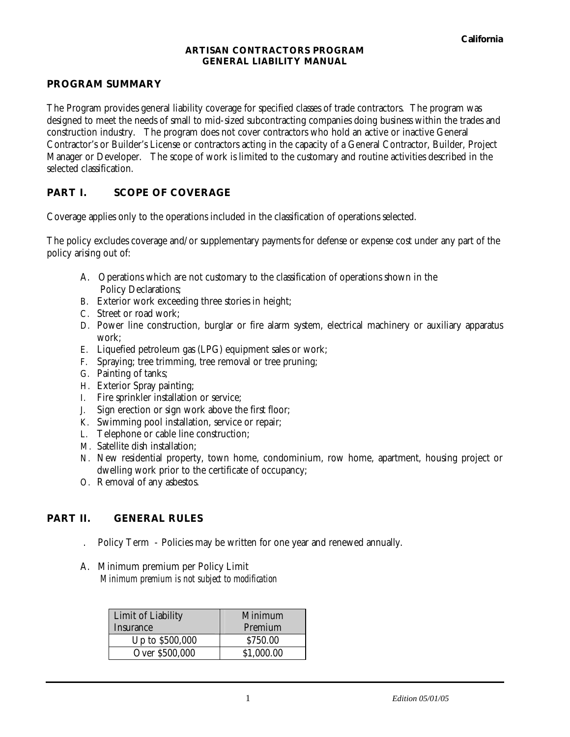California

**ARTISAN CONTRACTORS PROGRAM**
**GENERAL LIABILITY MANUAL**

## PROGRAM SUMMARY

The Program provides general liability coverage for specified classes of trade contractors. The program was designed to meet the needs of small to mid-sized subcontracting companies doing business within the trades and construction industry. The program does not cover contractors who hold an active or inactive General Contractor's or Builder's License or contractors acting in the capacity of a General Contractor, Builder, Project Manager or Developer. The scope of work is limited to the customary and routine activities described in the selected classification.

## PART I. SCOPE OF COVERAGE

Coverage applies only to the operations included in the classification of operations selected.

The policy excludes coverage and/or supplementary payments for defense or expense cost under any part of the policy arising out of:

A. Operations which are not customary to the classification of operations shown in the Policy Declarations;
B. Exterior work exceeding three stories in height;
C. Street or road work;
D. Power line construction, burglar or fire alarm system, electrical machinery or auxiliary apparatus work;
E. Liquefied petroleum gas (LPG) equipment sales or work;
F. Spraying; tree trimming, tree removal or tree pruning;
G. Painting of tanks;
H. Exterior Spray painting;
I. Fire sprinkler installation or service;
J. Sign erection or sign work above the first floor;
K. Swimming pool installation, service or repair;
L. Telephone or cable line construction;
M. Satellite dish installation;
N. New residential property, town home, condominium, row home, apartment, housing project or dwelling work prior to the certificate of occupancy;
O. Removal of any asbestos.

## PART II. GENERAL RULES

. Policy Term - Policies may be written for one year and renewed annually.

A. Minimum premium per Policy Limit
*Minimum premium is not subject to modification*

| Limit of Liability Insurance | Minimum Premium |
|---|---|
| Up to $500,000 | $750.00 |
| Over $500,000 | $1,000.00 |

*Edition 05/01/05*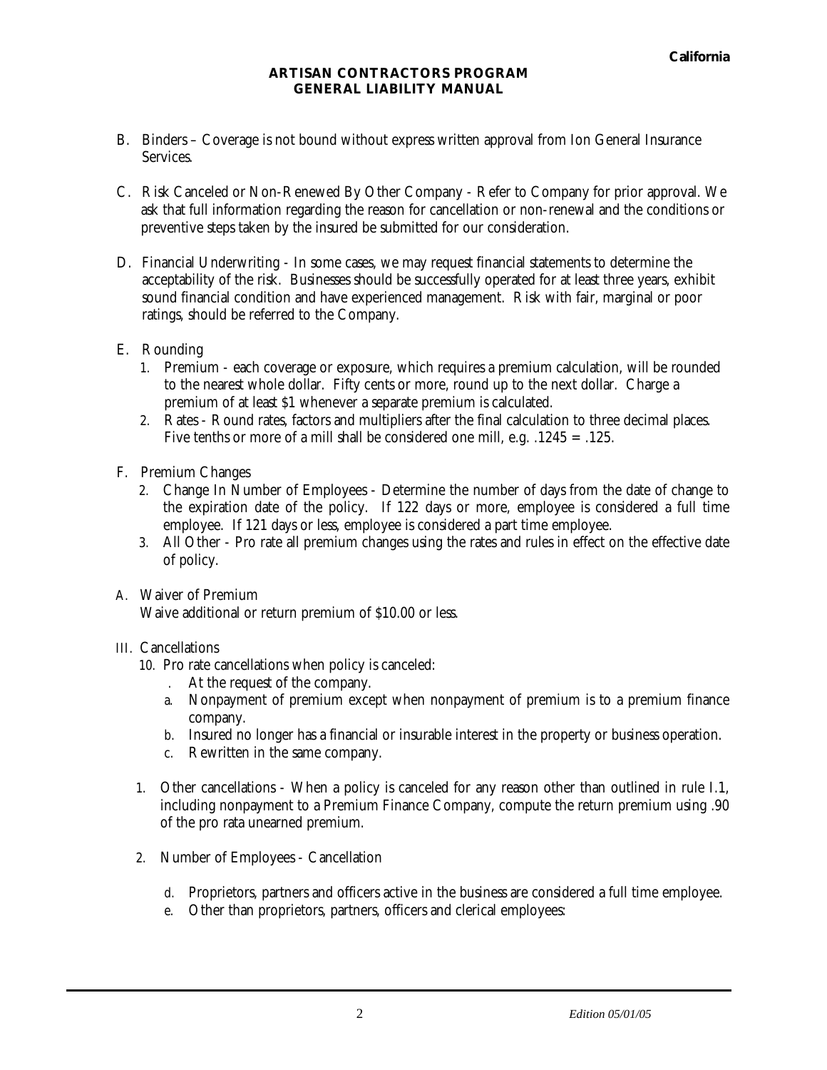B. Binders – Coverage is not bound without express written approval from Ion General Insurance Services.

C. Risk Canceled or Non-Renewed By Other Company - Refer to Company for prior approval. We ask that full information regarding the reason for cancellation or non-renewal and the conditions or preventive steps taken by the insured be submitted for our consideration.

D. Financial Underwriting - In some cases, we may request financial statements to determine the acceptability of the risk. Businesses should be successfully operated for at least three years, exhibit sound financial condition and have experienced management. Risk with fair, marginal or poor ratings, should be referred to the Company.

E. Rounding
   1. Premium - each coverage or exposure, which requires a premium calculation, will be rounded to the nearest whole dollar. Fifty cents or more, round up to the next dollar. Charge a premium of at least $1 whenever a separate premium is calculated.
   2. Rates - Round rates, factors and multipliers after the final calculation to three decimal places. Five tenths or more of a mill shall be considered one mill, e.g. .1245 = .125.

F. Premium Changes
   2. Change In Number of Employees - Determine the number of days from the date of change to the expiration date of the policy. If 122 days or more, employee is considered a full time employee. If 121 days or less, employee is considered a part time employee.
   3. All Other - Pro rate all premium changes using the rates and rules in effect on the effective date of policy.

A. Waiver of Premium
   Waive additional or return premium of $10.00 or less.

III. Cancellations
   10. Pro rate cancellations when policy is canceled:
      . At the request of the company.
      a. Nonpayment of premium except when nonpayment of premium is to a premium finance company.
      b. Insured no longer has a financial or insurable interest in the property or business operation.
      c. Rewritten in the same company.

   1. Other cancellations - When a policy is canceled for any reason other than outlined in rule I.1, including nonpayment to a Premium Finance Company, compute the return premium using .90 of the pro rata unearned premium.

   2. Number of Employees - Cancellation

      d. Proprietors, partners and officers active in the business are considered a full time employee.
      e. Other than proprietors, partners, officers and clerical employees: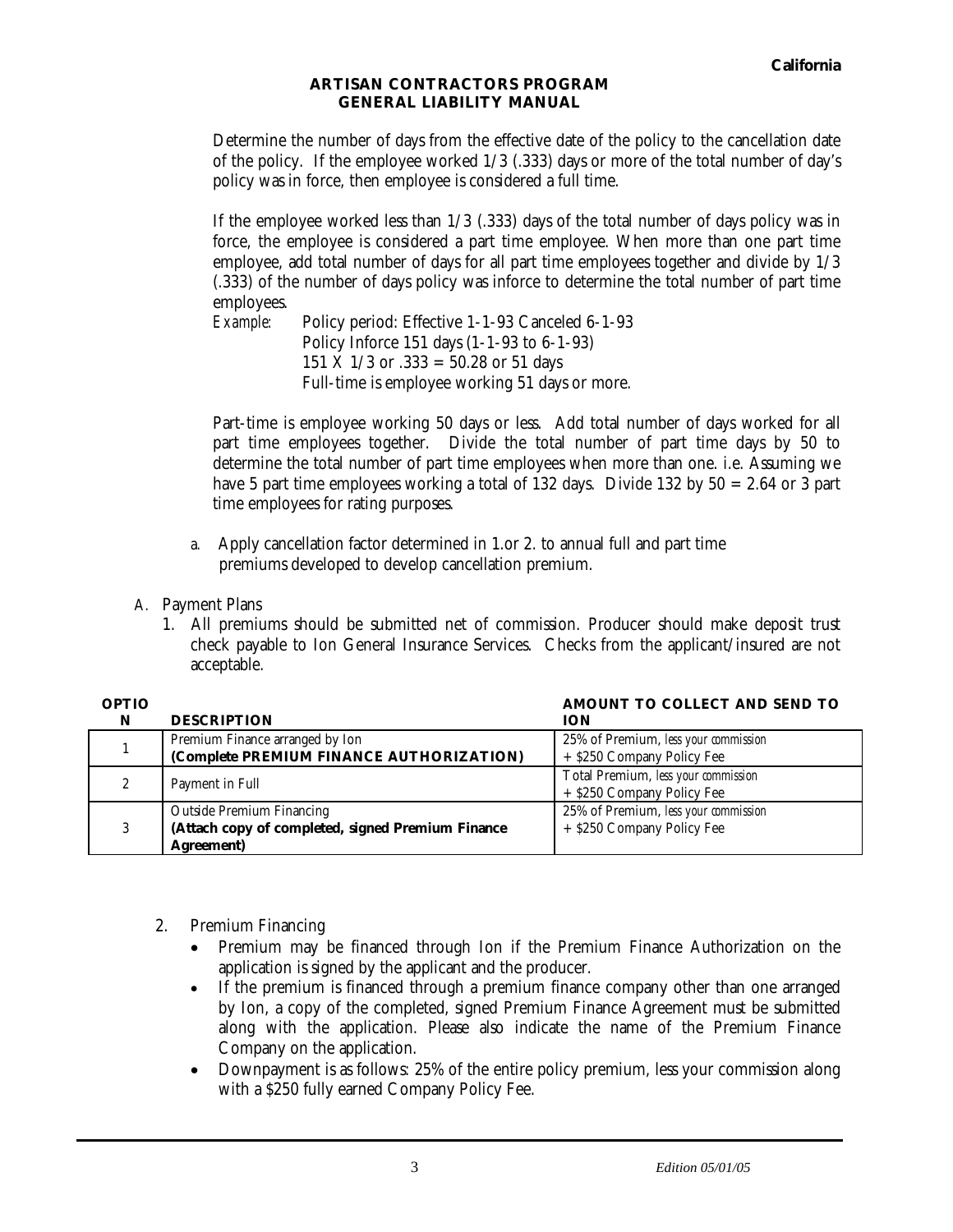Determine the number of days from the effective date of the policy to the cancellation date of the policy. If the employee worked 1/3 (.333) days or more of the total number of day's policy was in force, then employee is considered a full time.

If the employee worked less than 1/3 (.333) days of the total number of days policy was in force, the employee is considered a part time employee. When more than one part time employee, add total number of days for all part time employees together and divide by 1/3 (.333) of the number of days policy was inforce to determine the total number of part time employees.

*Example:* Policy period: Effective 1-1-93 Canceled 6-1-93
Policy Inforce 151 days (1-1-93 to 6-1-93)
151 X 1/3 or .333 = 50.28 or 51 days
Full-time is employee working 51 days or more.

Part-time is employee working 50 days or less. Add total number of days worked for all part time employees together. Divide the total number of part time days by 50 to determine the total number of part time employees when more than one. i.e. Assuming we have 5 part time employees working a total of 132 days. Divide 132 by 50 = 2.64 or 3 part time employees for rating purposes.

a. Apply cancellation factor determined in 1.or 2. to annual full and part time premiums developed to develop cancellation premium.

A. Payment Plans

1. All premiums should be submitted net of commission. Producer should make deposit trust check payable to Ion General Insurance Services. Checks from the applicant/insured are not acceptable.

| OPTION | DESCRIPTION | AMOUNT TO COLLECT AND SEND TO ION |
|---|---|---|
| 1 | Premium Finance arranged by Ion **(Complete PREMIUM FINANCE AUTHORIZATION)** | 25% of Premium, *less your commission* + $250 Company Policy Fee |
| 2 | Payment in Full | Total Premium, *less your commission* + $250 Company Policy Fee |
| 3 | Outside Premium Financing **(Attach copy of completed, signed Premium Finance Agreement)** | 25% of Premium, *less your commission* + $250 Company Policy Fee |

2. Premium Financing
   - Premium may be financed through Ion if the Premium Finance Authorization on the application is signed by the applicant and the producer.
   - If the premium is financed through a premium finance company other than one arranged by Ion, a copy of the completed, signed Premium Finance Agreement must be submitted along with the application. Please also indicate the name of the Premium Finance Company on the application.
   - Downpayment is as follows: 25% of the entire policy premium, less your commission along with a $250 fully earned Company Policy Fee.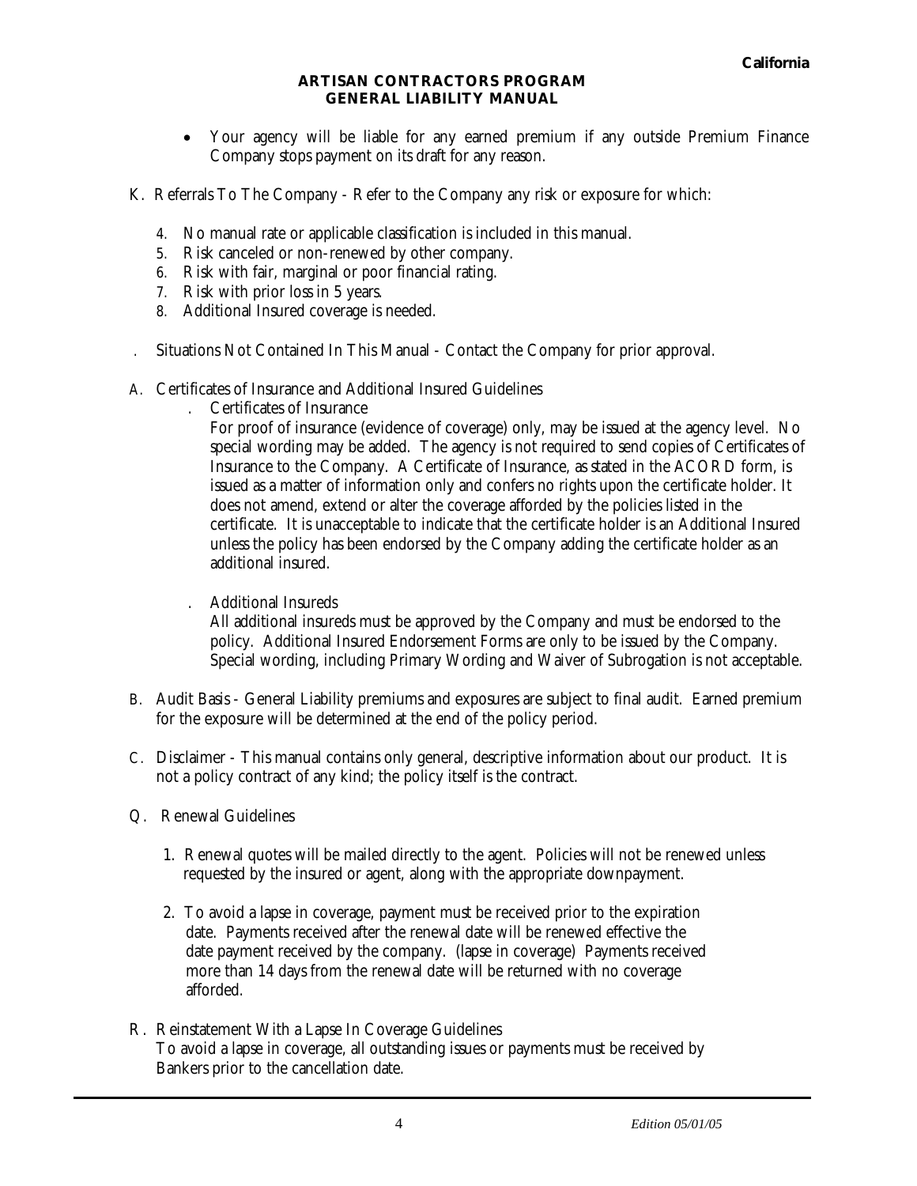**California**

**ARTISAN CONTRACTORS PROGRAM**
**GENERAL LIABILITY MANUAL**

- Your agency will be liable for any earned premium if any outside Premium Finance Company stops payment on its draft for any reason.

K. Referrals To The Company - Refer to the Company any risk or exposure for which:

4. No manual rate or applicable classification is included in this manual.
5. Risk canceled or non-renewed by other company.
6. Risk with fair, marginal or poor financial rating.
7. Risk with prior loss in 5 years.
8. Additional Insured coverage is needed.

. Situations Not Contained In This Manual - Contact the Company for prior approval.

A. Certificates of Insurance and Additional Insured Guidelines

. Certificates of Insurance
For proof of insurance (evidence of coverage) only, may be issued at the agency level. No special wording may be added. The agency is not required to send copies of Certificates of Insurance to the Company. A Certificate of Insurance, as stated in the ACORD form, is issued as a matter of information only and confers no rights upon the certificate holder. It does not amend, extend or alter the coverage afforded by the policies listed in the certificate. It is unacceptable to indicate that the certificate holder is an Additional Insured unless the policy has been endorsed by the Company adding the certificate holder as an additional insured.

. Additional Insureds
All additional insureds must be approved by the Company and must be endorsed to the policy. Additional Insured Endorsement Forms are only to be issued by the Company. Special wording, including Primary Wording and Waiver of Subrogation is not acceptable.

B. Audit Basis - General Liability premiums and exposures are subject to final audit. Earned premium for the exposure will be determined at the end of the policy period.

C. Disclaimer - This manual contains only general, descriptive information about our product. It is not a policy contract of any kind; the policy itself is the contract.

Q. Renewal Guidelines

1. Renewal quotes will be mailed directly to the agent. Policies will not be renewed unless requested by the insured or agent, along with the appropriate downpayment.

2. To avoid a lapse in coverage, payment must be received prior to the expiration date. Payments received after the renewal date will be renewed effective the date payment received by the company. (lapse in coverage) Payments received more than 14 days from the renewal date will be returned with no coverage afforded.

R. Reinstatement With a Lapse In Coverage Guidelines
To avoid a lapse in coverage, all outstanding issues or payments must be received by Bankers prior to the cancellation date.

*Edition 05/01/05*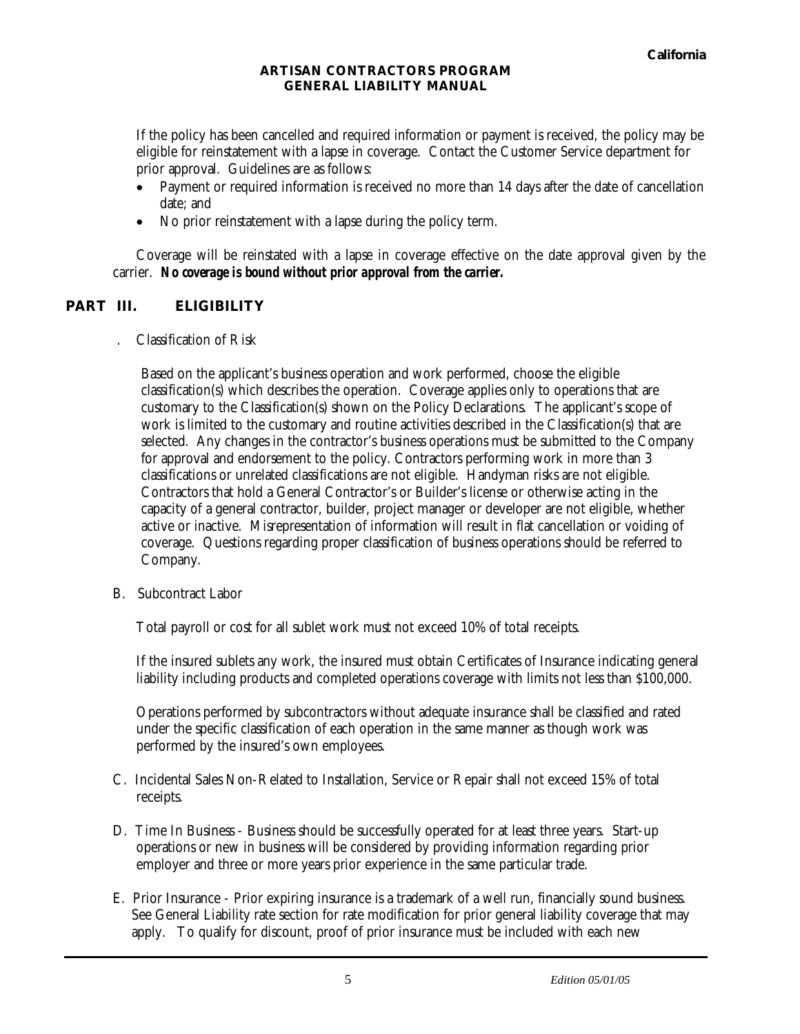If the policy has been cancelled and required information or payment is received, the policy may be eligible for reinstatement with a lapse in coverage. Contact the Customer Service department for prior approval. Guidelines are as follows:

- Payment or required information is received no more than 14 days after the date of cancellation date; and
- No prior reinstatement with a lapse during the policy term.

Coverage will be reinstated with a lapse in coverage effective on the date approval given by the carrier. ***No coverage is bound without prior approval from the carrier.***

## PART III. ELIGIBILITY

. Classification of Risk

Based on the applicant's business operation and work performed, choose the eligible classification(s) which describes the operation. Coverage applies only to operations that are customary to the Classification(s) shown on the Policy Declarations. The applicant's scope of work is limited to the customary and routine activities described in the Classification(s) that are selected. Any changes in the contractor's business operations must be submitted to the Company for approval and endorsement to the policy. Contractors performing work in more than 3 classifications or unrelated classifications are not eligible. Handyman risks are not eligible. Contractors that hold a General Contractor's or Builder's license or otherwise acting in the capacity of a general contractor, builder, project manager or developer are not eligible, whether active or inactive. Misrepresentation of information will result in flat cancellation or voiding of coverage. Questions regarding proper classification of business operations should be referred to Company.

B. Subcontract Labor

Total payroll or cost for all sublet work must not exceed 10% of total receipts.

If the insured sublets any work, the insured must obtain Certificates of Insurance indicating general liability including products and completed operations coverage with limits not less than $100,000.

Operations performed by subcontractors without adequate insurance shall be classified and rated under the specific classification of each operation in the same manner as though work was performed by the insured's own employees.

C. Incidental Sales Non-Related to Installation, Service or Repair shall not exceed 15% of total receipts.

D. Time In Business - Business should be successfully operated for at least three years. Start-up operations or new in business will be considered by providing information regarding prior employer and three or more years prior experience in the same particular trade.

E. Prior Insurance - Prior expiring insurance is a trademark of a well run, financially sound business. See General Liability rate section for rate modification for prior general liability coverage that may apply. To qualify for discount, proof of prior insurance must be included with each new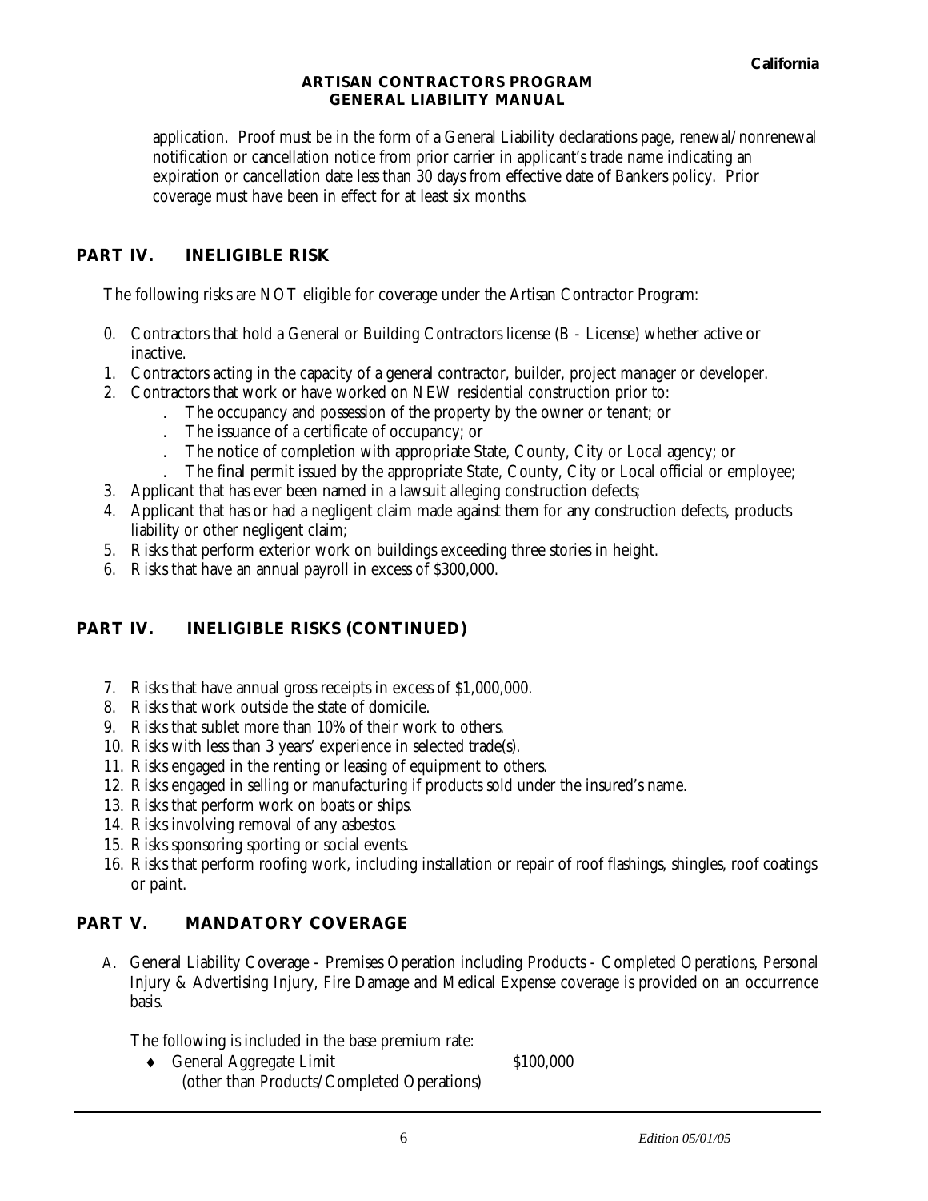application. Proof must be in the form of a General Liability declarations page, renewal/nonrenewal notification or cancellation notice from prior carrier in applicant's trade name indicating an expiration or cancellation date less than 30 days from effective date of Bankers policy. Prior coverage must have been in effect for at least six months.

## PART IV. INELIGIBLE RISK

The following risks are NOT eligible for coverage under the Artisan Contractor Program:

0. Contractors that hold a General or Building Contractors license (B - License) whether active or inactive.
1. Contractors acting in the capacity of a general contractor, builder, project manager or developer.
2. Contractors that work or have worked on NEW residential construction prior to:
   - The occupancy and possession of the property by the owner or tenant; or
   - The issuance of a certificate of occupancy; or
   - The notice of completion with appropriate State, County, City or Local agency; or
   - The final permit issued by the appropriate State, County, City or Local official or employee;
3. Applicant that has ever been named in a lawsuit alleging construction defects;
4. Applicant that has or had a negligent claim made against them for any construction defects, products liability or other negligent claim;
5. Risks that perform exterior work on buildings exceeding three stories in height.
6. Risks that have an annual payroll in excess of $300,000.

## PART IV. INELIGIBLE RISKS (CONTINUED)

7. Risks that have annual gross receipts in excess of $1,000,000.
8. Risks that work outside the state of domicile.
9. Risks that sublet more than 10% of their work to others.
10. Risks with less than 3 years' experience in selected trade(s).
11. Risks engaged in the renting or leasing of equipment to others.
12. Risks engaged in selling or manufacturing if products sold under the insured's name.
13. Risks that perform work on boats or ships.
14. Risks involving removal of any asbestos.
15. Risks sponsoring sporting or social events.
16. Risks that perform roofing work, including installation or repair of roof flashings, shingles, roof coatings or paint.

## PART V. MANDATORY COVERAGE

A. General Liability Coverage - Premises Operation including Products - Completed Operations, Personal Injury & Advertising Injury, Fire Damage and Medical Expense coverage is provided on an occurrence basis.

   The following is included in the base premium rate:

   - General Aggregate Limit (other than Products/Completed Operations) $100,000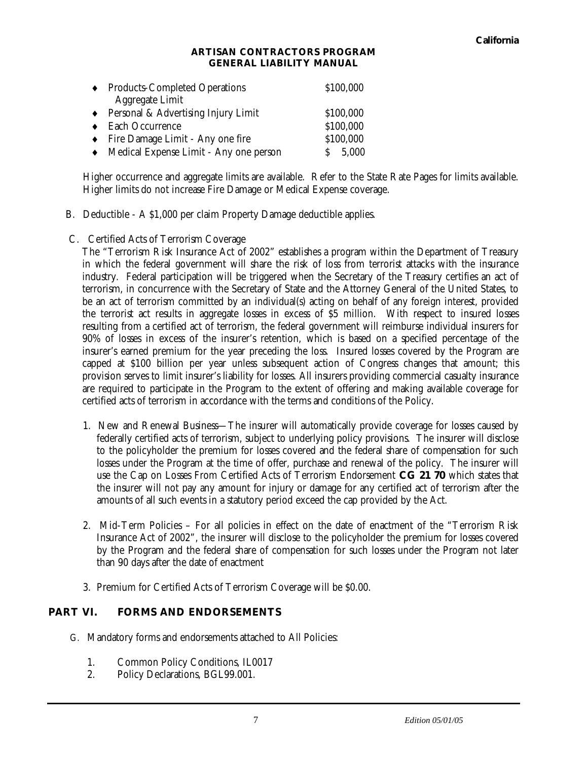| | |
|---|---|
| ♦ Products-Completed Operations Aggregate Limit | $100,000 |
| ♦ Personal & Advertising Injury Limit | $100,000 |
| ♦ Each Occurrence | $100,000 |
| ♦ Fire Damage Limit - Any one fire | $100,000 |
| ♦ Medical Expense Limit - Any one person | $ 5,000 |

Higher occurrence and aggregate limits are available. Refer to the State Rate Pages for limits available. Higher limits do not increase Fire Damage or Medical Expense coverage.

B. Deductible - A $1,000 per claim Property Damage deductible applies.

C. Certified Acts of Terrorism Coverage

The "Terrorism Risk Insurance Act of 2002" establishes a program within the Department of Treasury in which the federal government will share the risk of loss from terrorist attacks with the insurance industry. Federal participation will be triggered when the Secretary of the Treasury certifies an act of terrorism, in concurrence with the Secretary of State and the Attorney General of the United States, to be an act of terrorism committed by an individual(s) acting on behalf of any foreign interest, provided the terrorist act results in aggregate losses in excess of $5 million. With respect to insured losses resulting from a certified act of terrorism, the federal government will reimburse individual insurers for 90% of losses in excess of the insurer's retention, which is based on a specified percentage of the insurer's earned premium for the year preceding the loss. Insured losses covered by the Program are capped at $100 billion per year unless subsequent action of Congress changes that amount; this provision serves to limit insurer's liability for losses. All insurers providing commercial casualty insurance are required to participate in the Program to the extent of offering and making available coverage for certified acts of terrorism in accordance with the terms and conditions of the Policy.

1. New and Renewal Business—The insurer will automatically provide coverage for losses caused by federally certified acts of terrorism, subject to underlying policy provisions. The insurer will disclose to the policyholder the premium for losses covered and the federal share of compensation for such losses under the Program at the time of offer, purchase and renewal of the policy. The insurer will use the Cap on Losses From Certified Acts of Terrorism Endorsement **CG 21 70** which states that the insurer will not pay any amount for injury or damage for any certified act of terrorism after the amounts of all such events in a statutory period exceed the cap provided by the Act.

2. Mid-Term Policies – For all policies in effect on the date of enactment of the "Terrorism Risk Insurance Act of 2002", the insurer will disclose to the policyholder the premium for losses covered by the Program and the federal share of compensation for such losses under the Program not later than 90 days after the date of enactment

3. Premium for Certified Acts of Terrorism Coverage will be $0.00.

## PART VI. FORMS AND ENDORSEMENTS

G. Mandatory forms and endorsements attached to All Policies:

1. Common Policy Conditions, IL0017
2. Policy Declarations, BGL99.001.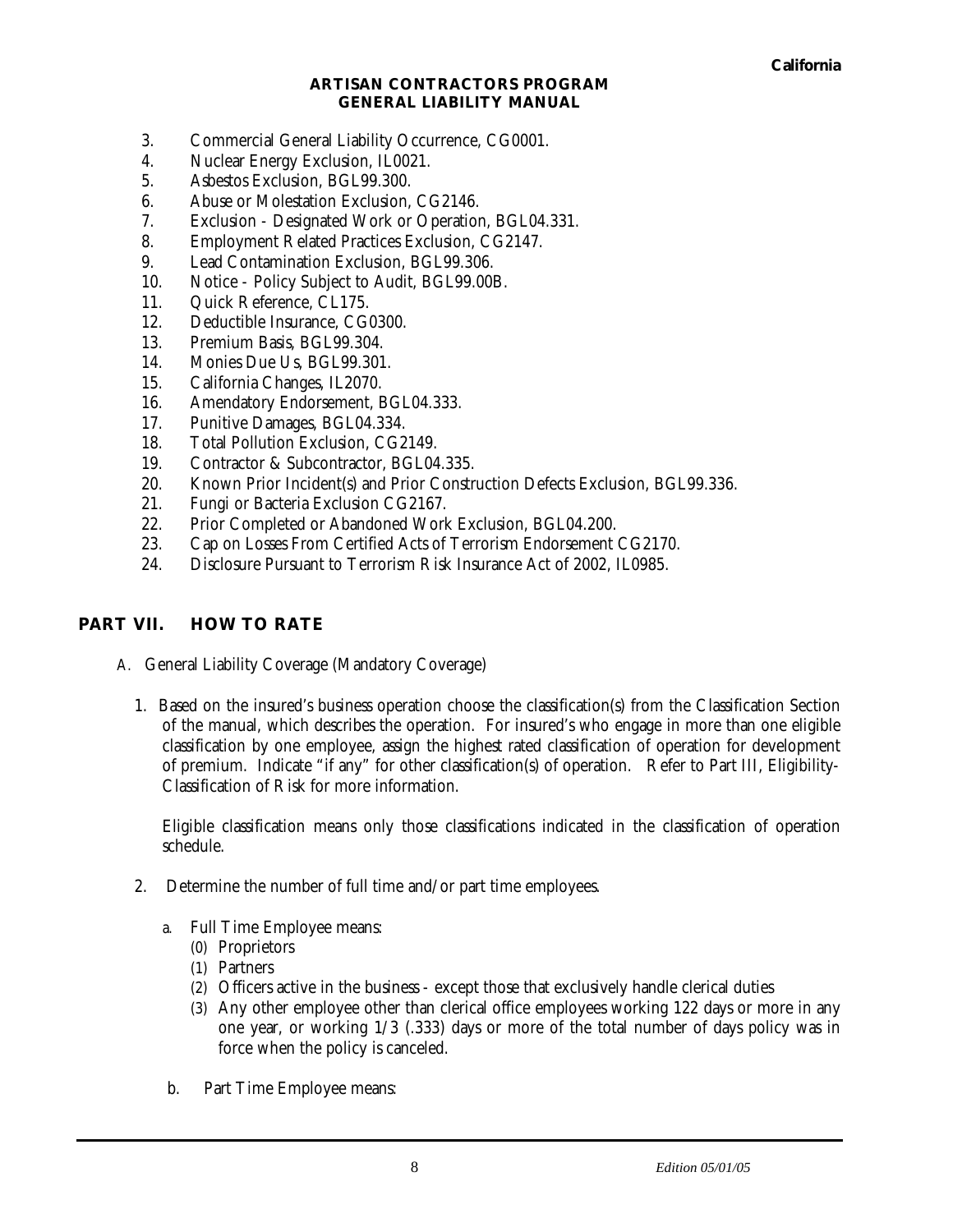3. Commercial General Liability Occurrence, CG0001.
4. Nuclear Energy Exclusion, IL0021.
5. Asbestos Exclusion, BGL99.300.
6. Abuse or Molestation Exclusion, CG2146.
7. Exclusion - Designated Work or Operation, BGL04.331.
8. Employment Related Practices Exclusion, CG2147.
9. Lead Contamination Exclusion, BGL99.306.
10. Notice - Policy Subject to Audit, BGL99.00B.
11. Quick Reference, CL175.
12. Deductible Insurance, CG0300.
13. Premium Basis, BGL99.304.
14. Monies Due Us, BGL99.301.
15. California Changes, IL2070.
16. Amendatory Endorsement, BGL04.333.
17. Punitive Damages, BGL04.334.
18. Total Pollution Exclusion, CG2149.
19. Contractor & Subcontractor, BGL04.335.
20. Known Prior Incident(s) and Prior Construction Defects Exclusion, BGL99.336.
21. Fungi or Bacteria Exclusion CG2167.
22. Prior Completed or Abandoned Work Exclusion, BGL04.200.
23. Cap on Losses From Certified Acts of Terrorism Endorsement CG2170.
24. Disclosure Pursuant to Terrorism Risk Insurance Act of 2002, IL0985.

## PART VII. HOW TO RATE

A. General Liability Coverage (Mandatory Coverage)

1. Based on the insured's business operation choose the classification(s) from the Classification Section of the manual, which describes the operation. For insured's who engage in more than one eligible classification by one employee, assign the highest rated classification of operation for development of premium. Indicate "if any" for other classification(s) of operation. Refer to Part III, Eligibility-Classification of Risk for more information.

   Eligible classification means only those classifications indicated in the classification of operation schedule.

2. Determine the number of full time and/or part time employees.

   a. Full Time Employee means:
      (0) Proprietors
      (1) Partners
      (2) Officers active in the business - except those that exclusively handle clerical duties
      (3) Any other employee other than clerical office employees working 122 days or more in any one year, or working 1/3 (.333) days or more of the total number of days policy was in force when the policy is canceled.

   b. Part Time Employee means: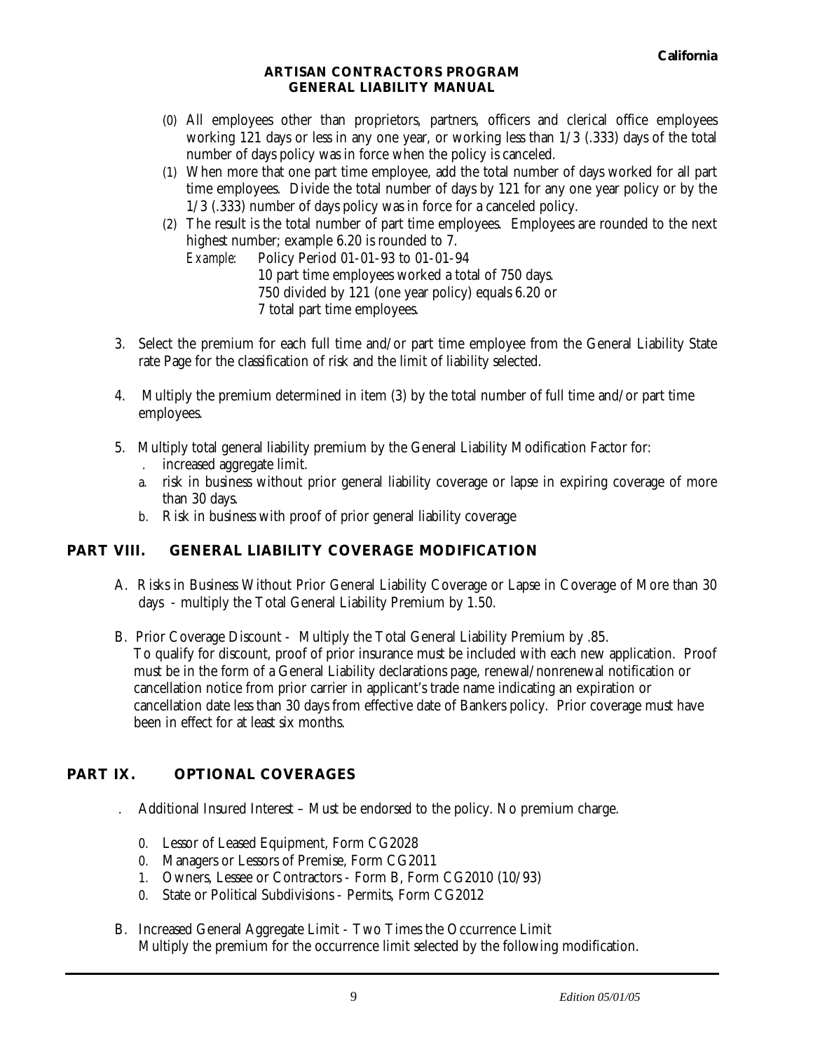**California**

**ARTISAN CONTRACTORS PROGRAM**
**GENERAL LIABILITY MANUAL**

(0) All employees other than proprietors, partners, officers and clerical office employees working 121 days or less in any one year, or working less than 1/3 (.333) days of the total number of days policy was in force when the policy is canceled.

(1) When more that one part time employee, add the total number of days worked for all part time employees. Divide the total number of days by 121 for any one year policy or by the 1/3 (.333) number of days policy was in force for a canceled policy.

(2) The result is the total number of part time employees. Employees are rounded to the next highest number; example 6.20 is rounded to 7.

*Example*: Policy Period 01-01-93 to 01-01-94
10 part time employees worked a total of 750 days.
750 divided by 121 (one year policy) equals 6.20 or
7 total part time employees.

3. Select the premium for each full time and/or part time employee from the General Liability State rate Page for the classification of risk and the limit of liability selected.

4. Multiply the premium determined in item (3) by the total number of full time and/or part time employees.

5. Multiply total general liability premium by the General Liability Modification Factor for:
   . increased aggregate limit.
   a. risk in business without prior general liability coverage or lapse in expiring coverage of more than 30 days.
   b. Risk in business with proof of prior general liability coverage

## PART VIII. GENERAL LIABILITY COVERAGE MODIFICATION

A. Risks in Business Without Prior General Liability Coverage or Lapse in Coverage of More than 30 days - multiply the Total General Liability Premium by 1.50.

B. Prior Coverage Discount - Multiply the Total General Liability Premium by .85.
To qualify for discount, proof of prior insurance must be included with each new application. Proof must be in the form of a General Liability declarations page, renewal/nonrenewal notification or cancellation notice from prior carrier in applicant's trade name indicating an expiration or cancellation date less than 30 days from effective date of Bankers policy. Prior coverage must have been in effect for at least six months.

## PART IX. OPTIONAL COVERAGES

. Additional Insured Interest – Must be endorsed to the policy. No premium charge.

0. Lessor of Leased Equipment, Form CG2028
0. Managers or Lessors of Premise, Form CG2011
1. Owners, Lessee or Contractors - Form B, Form CG2010 (10/93)
0. State or Political Subdivisions - Permits, Form CG2012

B. Increased General Aggregate Limit - Two Times the Occurrence Limit
Multiply the premium for the occurrence limit selected by the following modification.

*Edition 05/01/05*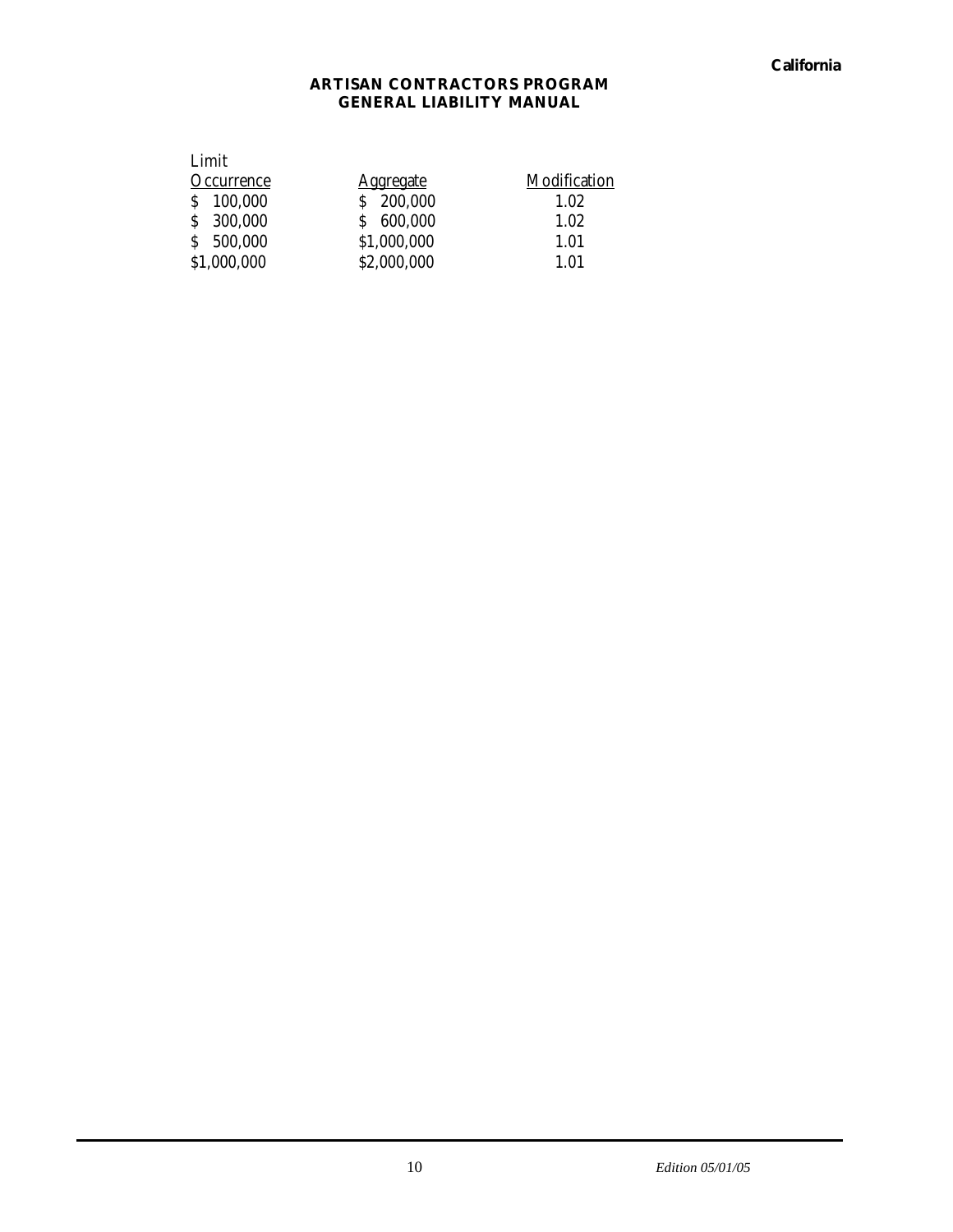| Limit Occurrence | Aggregate | Modification |
|---|---|---|
| $ 100,000 | $ 200,000 | 1.02 |
| $ 300,000 | $ 600,000 | 1.02 |
| $ 500,000 | $1,000,000 | 1.01 |
| $1,000,000 | $2,000,000 | 1.01 |